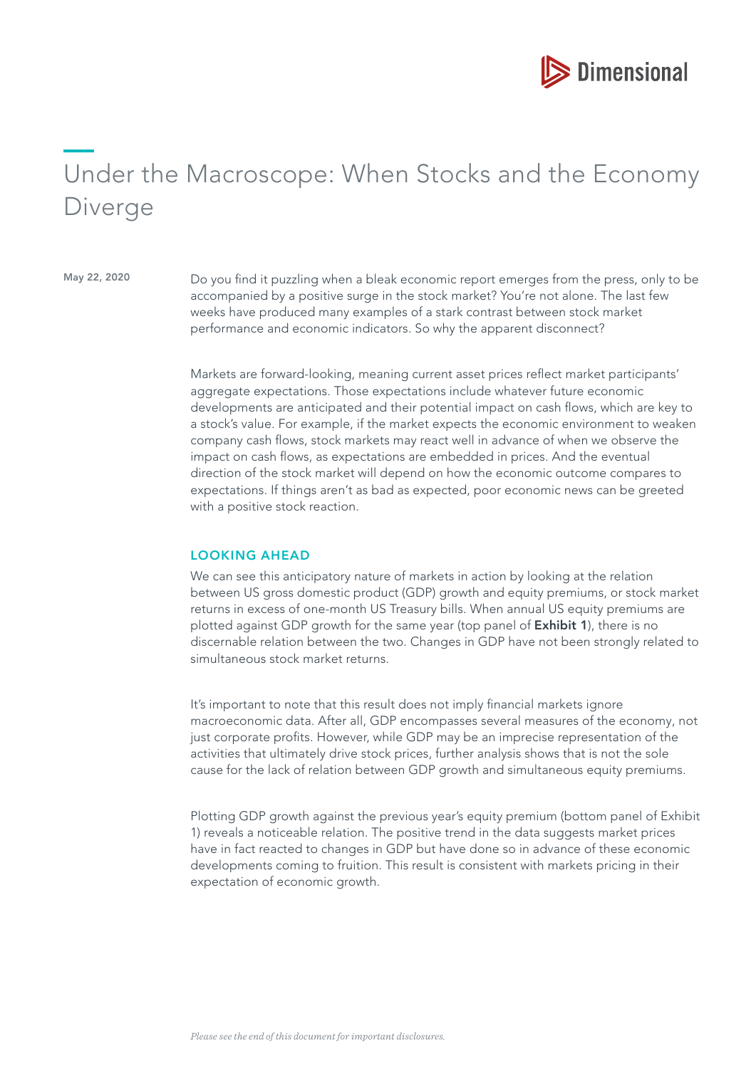# Under the Macroscope: When Stocks and the Economy Diverge

May 22, 2020

Do you find it puzzling when a bleak economic report emerges from the press, only to be accompanied by a positive surge in the stock market? You're not alone. The last few weeks have produced many examples of a stark contrast between stock market performance and economic indicators. So why the apparent disconnect?

Markets are forward-looking, meaning current asset prices reflect market participants' aggregate expectations. Those expectations include whatever future economic developments are anticipated and their potential impact on cash flows, which are key to a stock's value. For example, if the market expects the economic environment to weaken company cash flows, stock markets may react well in advance of when we observe the impact on cash flows, as expectations are embedded in prices. And the eventual direction of the stock market will depend on how the economic outcome compares to expectations. If things aren't as bad as expected, poor economic news can be greeted with a positive stock reaction.

## LOOKING AHEAD

We can see this anticipatory nature of markets in action by looking at the relation between US gross domestic product (GDP) growth and equity premiums, or stock market returns in excess of one-month US Treasury bills. When annual US equity premiums are plotted against GDP growth for the same year (top panel of **Exhibit 1**), there is no discernable relation between the two. Changes in GDP have not been strongly related to simultaneous stock market returns.

It's important to note that this result does not imply financial markets ignore macroeconomic data. After all, GDP encompasses several measures of the economy, not just corporate profits. However, while GDP may be an imprecise representation of the activities that ultimately drive stock prices, further analysis shows that is not the sole cause for the lack of relation between GDP growth and simultaneous equity premiums.

Plotting GDP growth against the previous year's equity premium (bottom panel of Exhibit 1) reveals a noticeable relation. The positive trend in the data suggests market prices have in fact reacted to changes in GDP but have done so in advance of these economic developments coming to fruition. This result is consistent with markets pricing in their expectation of economic growth.

*Please see the end of this document for important disclosures.*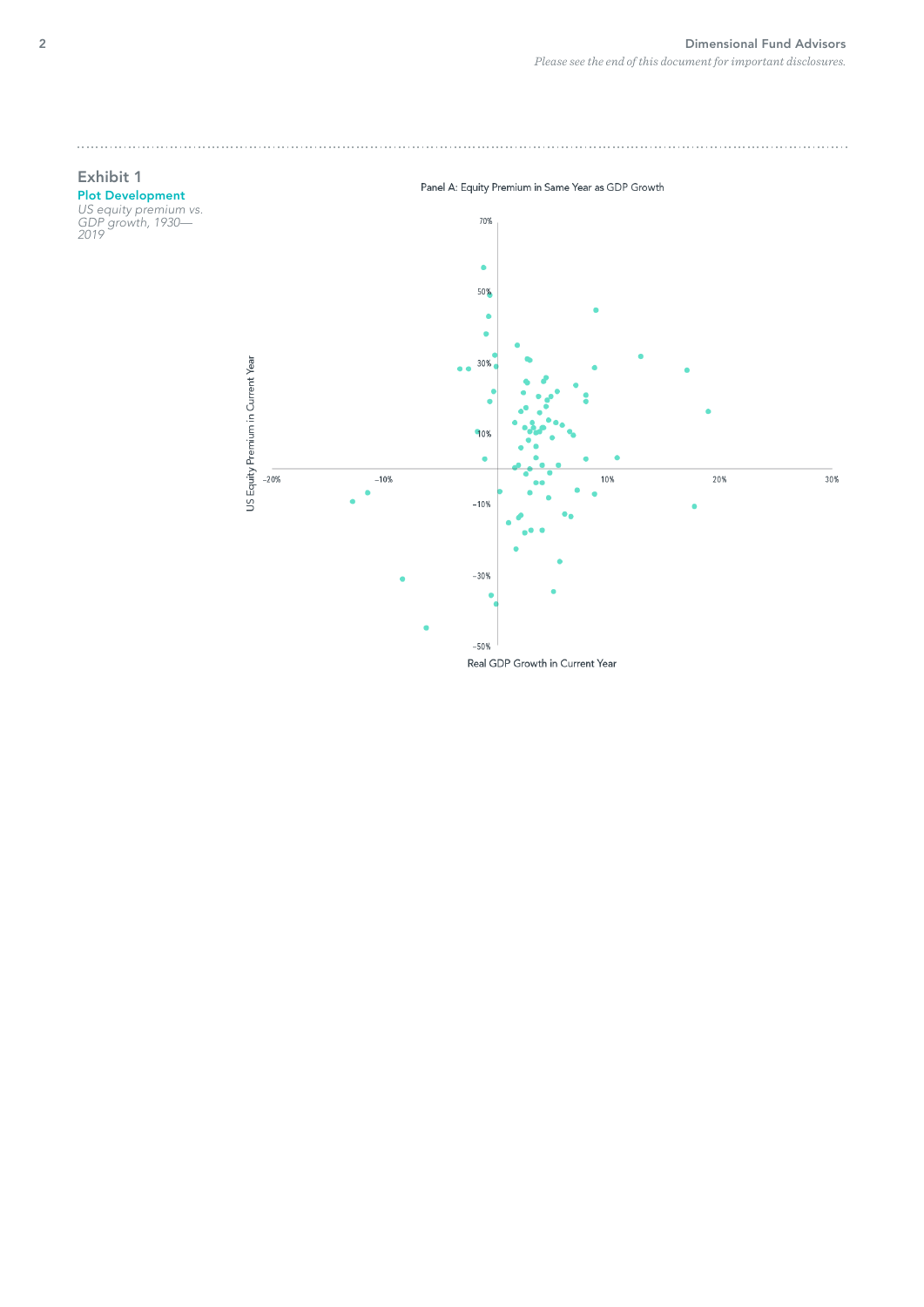### Exhibit 1

**Plot Development**

*US equity premium vs. GDP growth, 1930—2019*

Panel A: Equity Premium in Same Year as GDP Growth

US Equity Premium in Current Year

70%

50%

30%

10%

−10%

−30%

−50%

−20% −10% 10% 20% 30%

Real GDP Growth in Current Year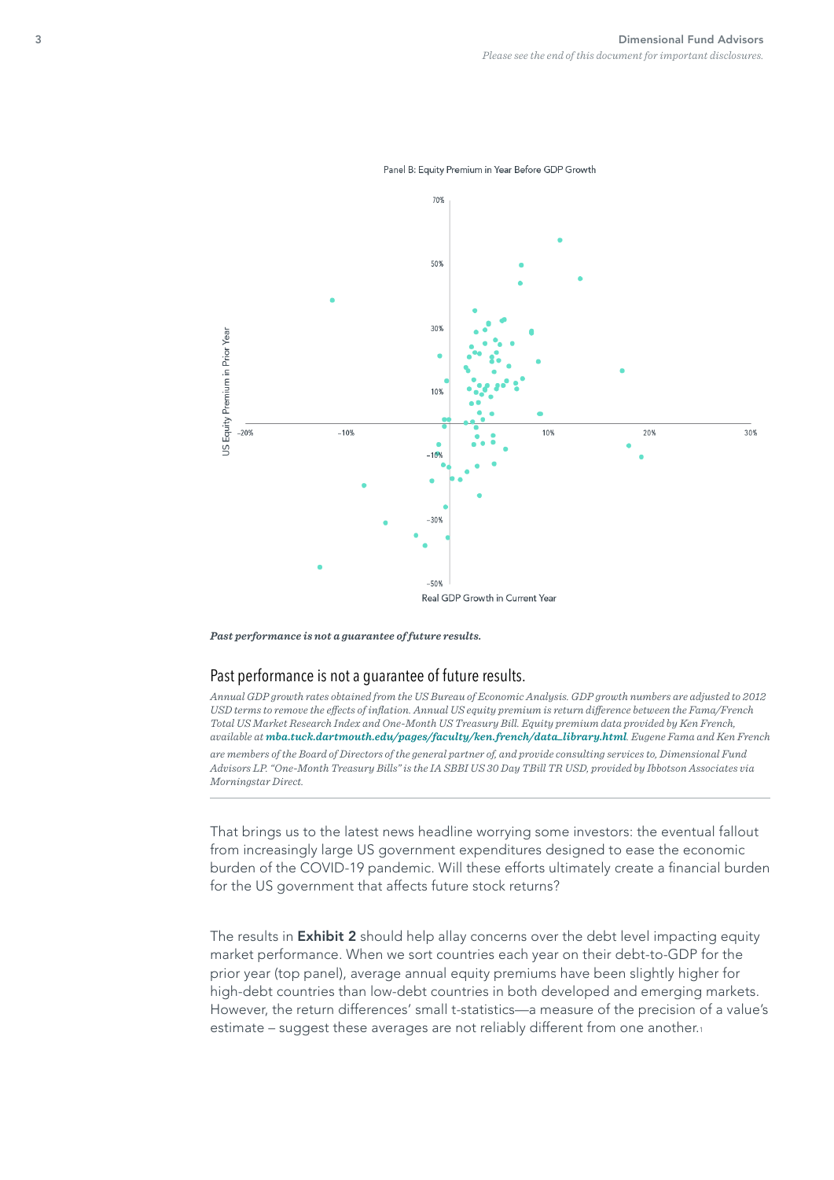Panel B: Equity Premium in Year Before GDP Growth

*Past performance is not a guarantee of future results.*

## Past performance is not a guarantee of future results.

*Annual GDP growth rates obtained from the US Bureau of Economic Analysis. GDP growth numbers are adjusted to 2012 USD terms to remove the effects of inflation. Annual US equity premium is return difference between the Fama/French Total US Market Research Index and One-Month US Treasury Bill. Equity premium data provided by Ken French, available at* ***mba.tuck.dartmouth.edu/pages/faculty/ken.french/data_library.html****. Eugene Fama and Ken French are members of the Board of Directors of the general partner of, and provide consulting services to, Dimensional Fund Advisors LP. "One-Month Treasury Bills" is the IA SBBI US 30 Day TBill TR USD, provided by Ibbotson Associates via Morningstar Direct.*

---

That brings us to the latest news headline worrying some investors: the eventual fallout from increasingly large US government expenditures designed to ease the economic burden of the COVID-19 pandemic. Will these efforts ultimately create a financial burden for the US government that affects future stock returns?

The results in **Exhibit 2** should help allay concerns over the debt level impacting equity market performance. When we sort countries each year on their debt-to-GDP for the prior year (top panel), average annual equity premiums have been slightly higher for high-debt countries than low-debt countries in both developed and emerging markets. However, the return differences' small t-statistics—a measure of the precision of a value's estimate – suggest these averages are not reliably different from one another.[1]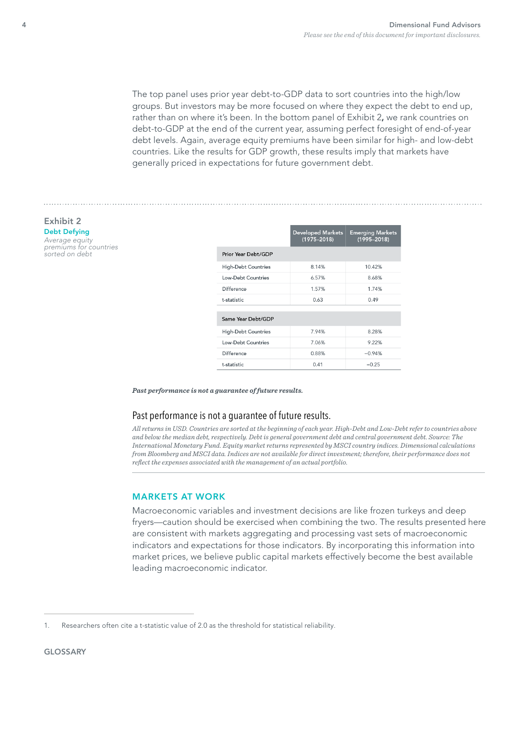The top panel uses prior year debt-to-GDP data to sort countries into the high/low groups. But investors may be more focused on where they expect the debt to end up, rather than on where it's been. In the bottom panel of Exhibit 2**,** we rank countries on debt-to-GDP at the end of the current year, assuming perfect foresight of end-of-year debt levels. Again, average equity premiums have been similar for high- and low-debt countries. Like the results for GDP growth, these results imply that markets have generally priced in expectations for future government debt.

### Exhibit 2

**Debt Defying**

*Average equity premiums for countries sorted on debt*

| | Developed Markets (1975–2018) | Emerging Markets (1995–2018) |
|---|---|---|
| **Prior Year Debt/GDP** | | |
| High-Debt Countries | 8.14% | 10.42% |
| Low-Debt Countries | 6.57% | 8.68% |
| Difference | 1.57% | 1.74% |
| t-statistic | 0.63 | 0.49 |
| **Same Year Debt/GDP** | | |
| High-Debt Countries | 7.94% | 8.28% |
| Low-Debt Countries | 7.06% | 9.22% |
| Difference | 0.88% | −0.94% |
| t-statistic | 0.41 | −0.25 |

***Past performance is not a guarantee of future results.***

Past performance is not a guarantee of future results.

*All returns in USD. Countries are sorted at the beginning of each year. High-Debt and Low-Debt refer to countries above and below the median debt, respectively. Debt is general government debt and central government debt. Source: The International Monetary Fund. Equity market returns represented by MSCI country indices. Dimensional calculations from Bloomberg and MSCI data. Indices are not available for direct investment; therefore, their performance does not reflect the expenses associated with the management of an actual portfolio.*

## MARKETS AT WORK

Macroeconomic variables and investment decisions are like frozen turkeys and deep fryers—caution should be exercised when combining the two. The results presented here are consistent with markets aggregating and processing vast sets of macroeconomic indicators and expectations for those indicators. By incorporating this information into market prices, we believe public capital markets effectively become the best available leading macroeconomic indicator.

1. Researchers often cite a t-statistic value of 2.0 as the threshold for statistical reliability.

## GLOSSARY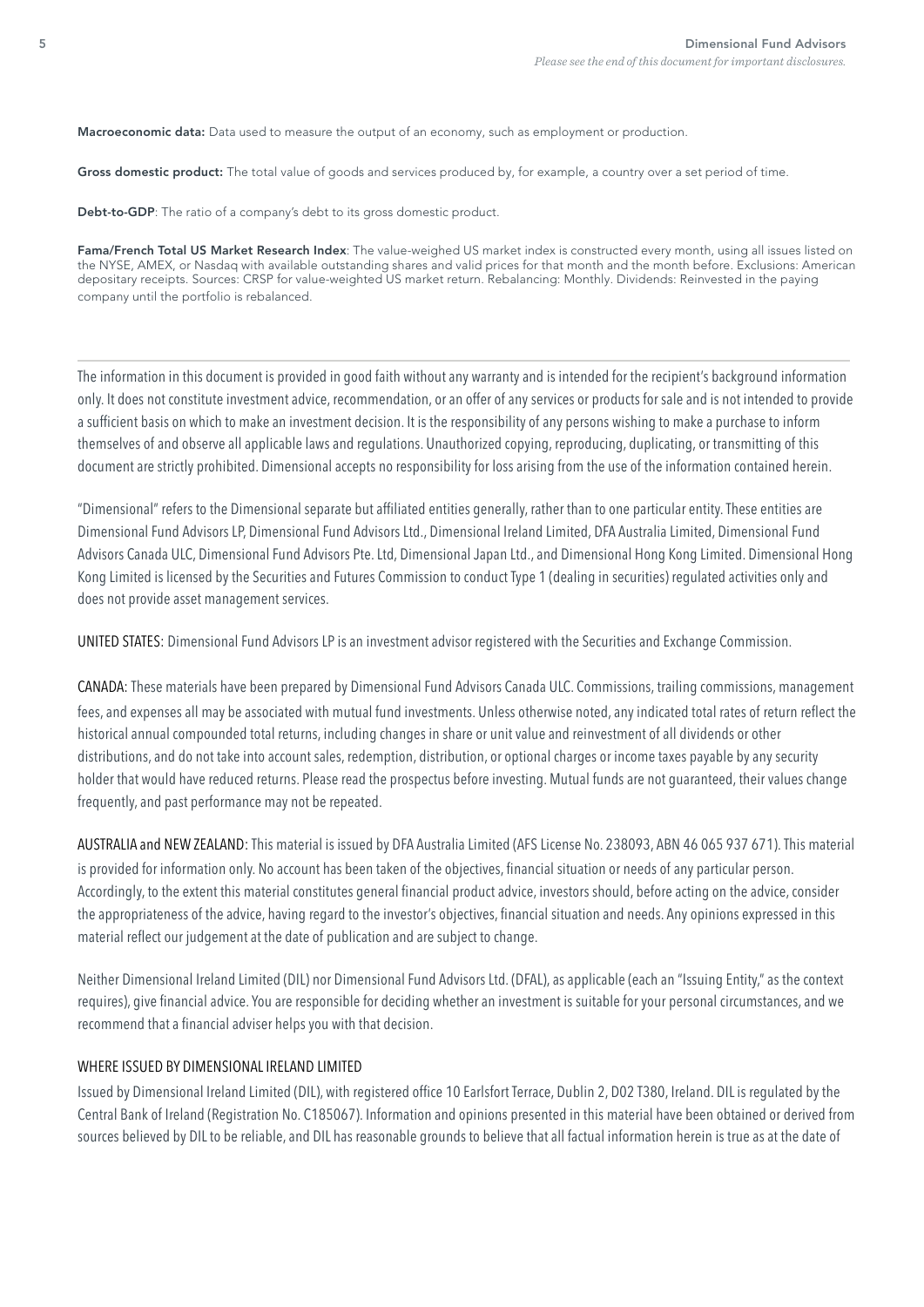**Macroeconomic data:** Data used to measure the output of an economy, such as employment or production.

**Gross domestic product:** The total value of goods and services produced by, for example, a country over a set period of time.

**Debt-to-GDP**: The ratio of a company's debt to its gross domestic product.

**Fama/French Total US Market Research Index**: The value-weighed US market index is constructed every month, using all issues listed on the NYSE, AMEX, or Nasdaq with available outstanding shares and valid prices for that month and the month before. Exclusions: American depositary receipts. Sources: CRSP for value-weighted US market return. Rebalancing: Monthly. Dividends: Reinvested in the paying company until the portfolio is rebalanced.

---

The information in this document is provided in good faith without any warranty and is intended for the recipient's background information only. It does not constitute investment advice, recommendation, or an offer of any services or products for sale and is not intended to provide a sufficient basis on which to make an investment decision. It is the responsibility of any persons wishing to make a purchase to inform themselves of and observe all applicable laws and regulations. Unauthorized copying, reproducing, duplicating, or transmitting of this document are strictly prohibited. Dimensional accepts no responsibility for loss arising from the use of the information contained herein.

"Dimensional" refers to the Dimensional separate but affiliated entities generally, rather than to one particular entity. These entities are Dimensional Fund Advisors LP, Dimensional Fund Advisors Ltd., Dimensional Ireland Limited, DFA Australia Limited, Dimensional Fund Advisors Canada ULC, Dimensional Fund Advisors Pte. Ltd, Dimensional Japan Ltd., and Dimensional Hong Kong Limited. Dimensional Hong Kong Limited is licensed by the Securities and Futures Commission to conduct Type 1 (dealing in securities) regulated activities only and does not provide asset management services.

UNITED STATES: Dimensional Fund Advisors LP is an investment advisor registered with the Securities and Exchange Commission.

CANADA: These materials have been prepared by Dimensional Fund Advisors Canada ULC. Commissions, trailing commissions, management fees, and expenses all may be associated with mutual fund investments. Unless otherwise noted, any indicated total rates of return reflect the historical annual compounded total returns, including changes in share or unit value and reinvestment of all dividends or other distributions, and do not take into account sales, redemption, distribution, or optional charges or income taxes payable by any security holder that would have reduced returns. Please read the prospectus before investing. Mutual funds are not guaranteed, their values change frequently, and past performance may not be repeated.

AUSTRALIA and NEW ZEALAND: This material is issued by DFA Australia Limited (AFS License No. 238093, ABN 46 065 937 671). This material is provided for information only. No account has been taken of the objectives, financial situation or needs of any particular person. Accordingly, to the extent this material constitutes general financial product advice, investors should, before acting on the advice, consider the appropriateness of the advice, having regard to the investor's objectives, financial situation and needs. Any opinions expressed in this material reflect our judgement at the date of publication and are subject to change.

Neither Dimensional Ireland Limited (DIL) nor Dimensional Fund Advisors Ltd. (DFAL), as applicable (each an "Issuing Entity," as the context requires), give financial advice. You are responsible for deciding whether an investment is suitable for your personal circumstances, and we recommend that a financial adviser helps you with that decision.

WHERE ISSUED BY DIMENSIONAL IRELAND LIMITED

Issued by Dimensional Ireland Limited (DIL), with registered office 10 Earlsfort Terrace, Dublin 2, D02 T380, Ireland. DIL is regulated by the Central Bank of Ireland (Registration No. C185067). Information and opinions presented in this material have been obtained or derived from sources believed by DIL to be reliable, and DIL has reasonable grounds to believe that all factual information herein is true as at the date of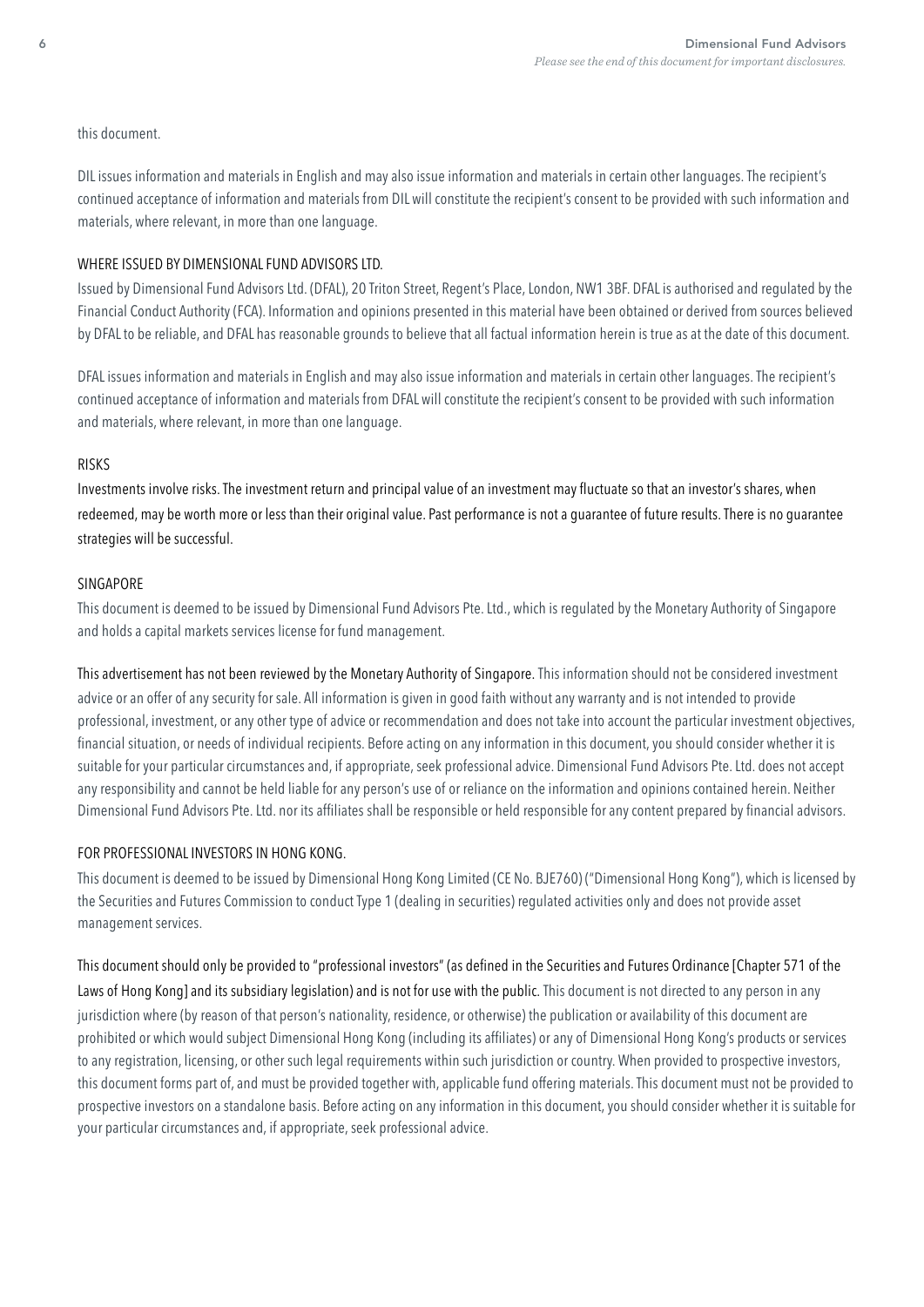this document.

DIL issues information and materials in English and may also issue information and materials in certain other languages. The recipient's continued acceptance of information and materials from DIL will constitute the recipient's consent to be provided with such information and materials, where relevant, in more than one language.

### WHERE ISSUED BY DIMENSIONAL FUND ADVISORS LTD.

Issued by Dimensional Fund Advisors Ltd. (DFAL), 20 Triton Street, Regent's Place, London, NW1 3BF. DFAL is authorised and regulated by the Financial Conduct Authority (FCA). Information and opinions presented in this material have been obtained or derived from sources believed by DFAL to be reliable, and DFAL has reasonable grounds to believe that all factual information herein is true as at the date of this document.

DFAL issues information and materials in English and may also issue information and materials in certain other languages. The recipient's continued acceptance of information and materials from DFAL will constitute the recipient's consent to be provided with such information and materials, where relevant, in more than one language.

### RISKS

Investments involve risks. The investment return and principal value of an investment may fluctuate so that an investor's shares, when redeemed, may be worth more or less than their original value. Past performance is not a guarantee of future results. There is no guarantee strategies will be successful.

### SINGAPORE

This document is deemed to be issued by Dimensional Fund Advisors Pte. Ltd., which is regulated by the Monetary Authority of Singapore and holds a capital markets services license for fund management.

This advertisement has not been reviewed by the Monetary Authority of Singapore. This information should not be considered investment advice or an offer of any security for sale. All information is given in good faith without any warranty and is not intended to provide professional, investment, or any other type of advice or recommendation and does not take into account the particular investment objectives, financial situation, or needs of individual recipients. Before acting on any information in this document, you should consider whether it is suitable for your particular circumstances and, if appropriate, seek professional advice. Dimensional Fund Advisors Pte. Ltd. does not accept any responsibility and cannot be held liable for any person's use of or reliance on the information and opinions contained herein. Neither Dimensional Fund Advisors Pte. Ltd. nor its affiliates shall be responsible or held responsible for any content prepared by financial advisors.

### FOR PROFESSIONAL INVESTORS IN HONG KONG.

This document is deemed to be issued by Dimensional Hong Kong Limited (CE No. BJE760) ("Dimensional Hong Kong"), which is licensed by the Securities and Futures Commission to conduct Type 1 (dealing in securities) regulated activities only and does not provide asset management services.

This document should only be provided to "professional investors" (as defined in the Securities and Futures Ordinance [Chapter 571 of the Laws of Hong Kong] and its subsidiary legislation) and is not for use with the public. This document is not directed to any person in any jurisdiction where (by reason of that person's nationality, residence, or otherwise) the publication or availability of this document are prohibited or which would subject Dimensional Hong Kong (including its affiliates) or any of Dimensional Hong Kong's products or services to any registration, licensing, or other such legal requirements within such jurisdiction or country. When provided to prospective investors, this document forms part of, and must be provided together with, applicable fund offering materials. This document must not be provided to prospective investors on a standalone basis. Before acting on any information in this document, you should consider whether it is suitable for your particular circumstances and, if appropriate, seek professional advice.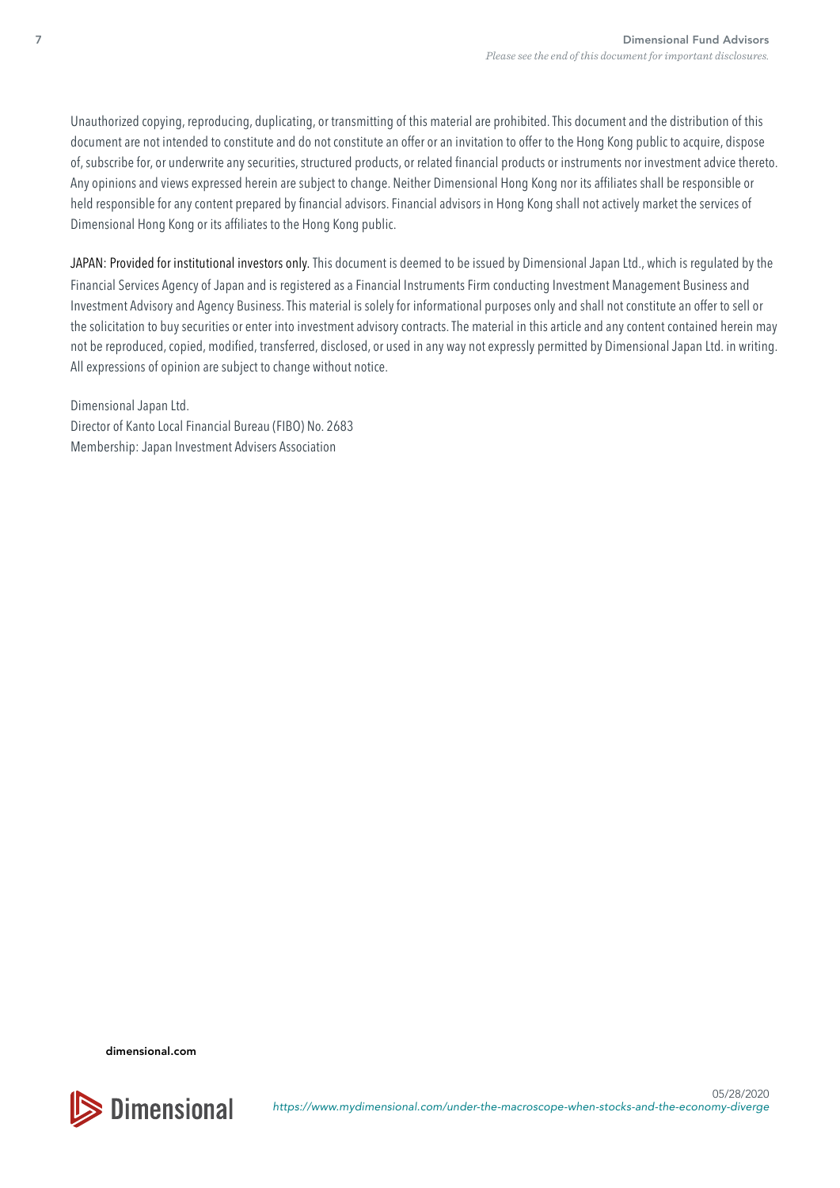Unauthorized copying, reproducing, duplicating, or transmitting of this material are prohibited. This document and the distribution of this document are not intended to constitute and do not constitute an offer or an invitation to offer to the Hong Kong public to acquire, dispose of, subscribe for, or underwrite any securities, structured products, or related financial products or instruments nor investment advice thereto. Any opinions and views expressed herein are subject to change. Neither Dimensional Hong Kong nor its affiliates shall be responsible or held responsible for any content prepared by financial advisors. Financial advisors in Hong Kong shall not actively market the services of Dimensional Hong Kong or its affiliates to the Hong Kong public.

JAPAN: Provided for institutional investors only. This document is deemed to be issued by Dimensional Japan Ltd., which is regulated by the Financial Services Agency of Japan and is registered as a Financial Instruments Firm conducting Investment Management Business and Investment Advisory and Agency Business. This material is solely for informational purposes only and shall not constitute an offer to sell or the solicitation to buy securities or enter into investment advisory contracts. The material in this article and any content contained herein may not be reproduced, copied, modified, transferred, disclosed, or used in any way not expressly permitted by Dimensional Japan Ltd. in writing. All expressions of opinion are subject to change without notice.

Dimensional Japan Ltd.
Director of Kanto Local Financial Bureau (FIBO) No. 2683
Membership: Japan Investment Advisers Association

dimensional.com

Dimensional

05/28/2020
https://www.mydimensional.com/under-the-macroscope-when-stocks-and-the-economy-diverge